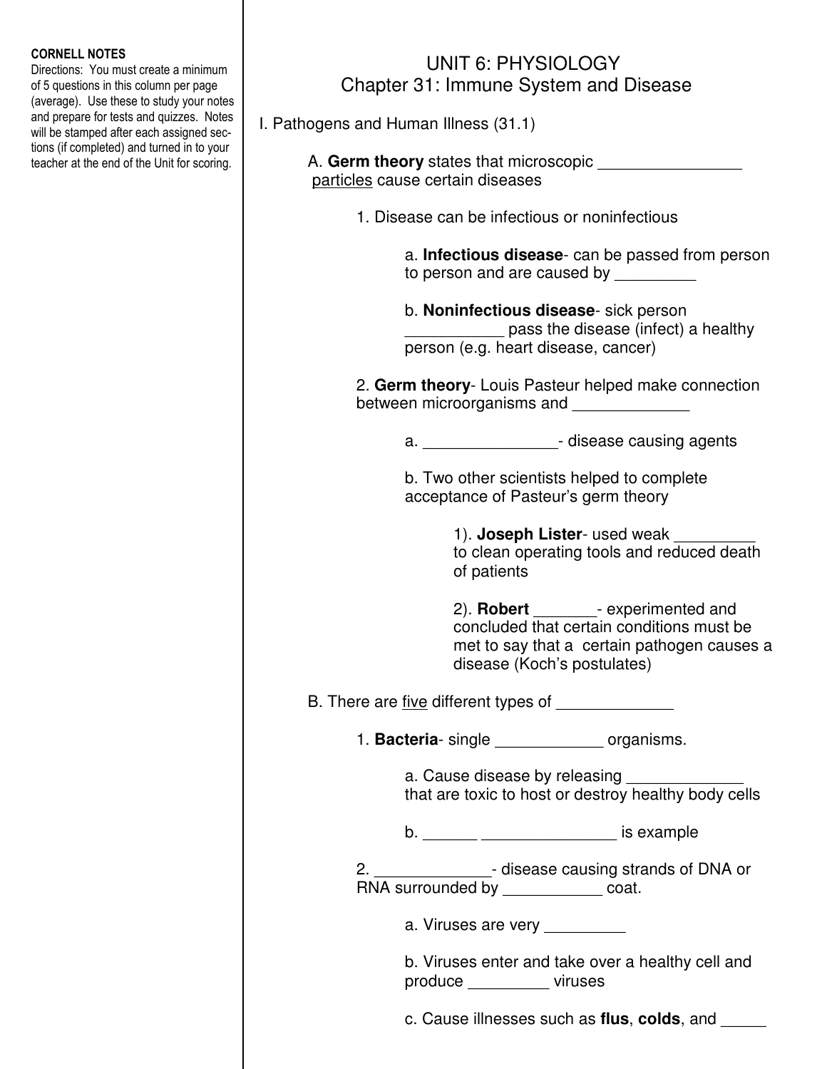**CORNELL NOTES**
Directions: You must create a minimum of 5 questions in this column per page (average). Use these to study your notes and prepare for tests and quizzes. Notes will be stamped after each assigned sections (if completed) and turned in to your teacher at the end of the Unit for scoring.

# UNIT 6: PHYSIOLOGY
## Chapter 31: Immune System and Disease

I. Pathogens and Human Illness (31.1)

A. **Germ theory** states that microscopic ________________ particles cause certain diseases

1. Disease can be infectious or noninfectious

a. **Infectious disease**- can be passed from person to person and are caused by _________

b. **Noninfectious disease**- sick person ___________ pass the disease (infect) a healthy person (e.g. heart disease, cancer)

2. **Germ theory**- Louis Pasteur helped make connection between microorganisms and _____________

a. _______________- disease causing agents

b. Two other scientists helped to complete acceptance of Pasteur's germ theory

1). **Joseph Lister**- used weak _________ to clean operating tools and reduced death of patients

2). **Robert** _______- experimented and concluded that certain conditions must be met to say that a certain pathogen causes a disease (Koch's postulates)

B. There are five different types of _____________

1. **Bacteria**- single ____________ organisms.

a. Cause disease by releasing _____________ that are toxic to host or destroy healthy body cells

b. ______ _______________ is example

2. _____________- disease causing strands of DNA or RNA surrounded by ___________ coat.

a. Viruses are very _________

b. Viruses enter and take over a healthy cell and produce _________ viruses

c. Cause illnesses such as **flus**, **colds**, and _____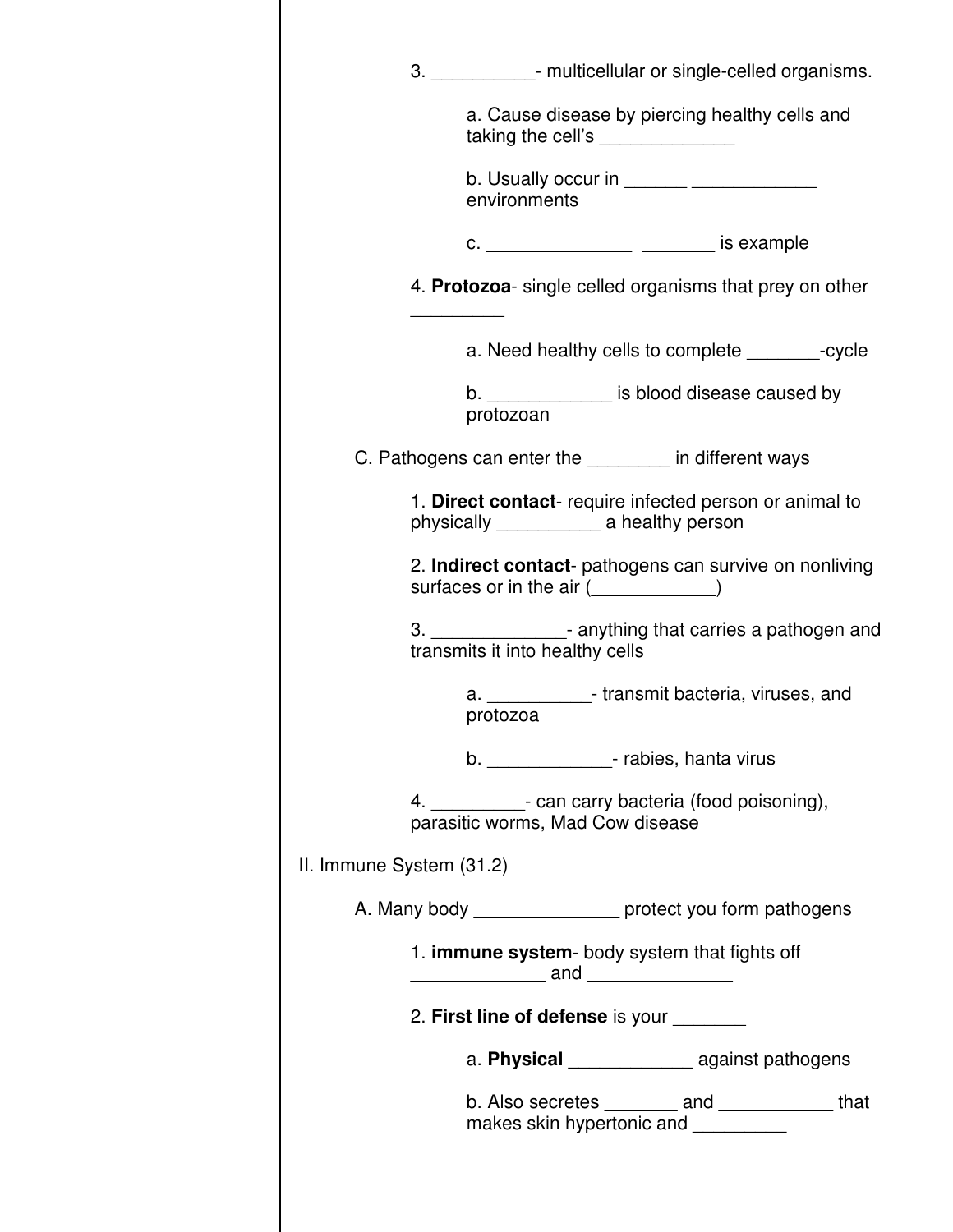3. __________- multicellular or single-celled organisms.

   a. Cause disease by piercing healthy cells and taking the cell's _____________

   b. Usually occur in ______ ____________ environments

   c. ______________ _______ is example

4. **Protozoa**- single celled organisms that prey on other _________

   a. Need healthy cells to complete _______-cycle

   b. ____________ is blood disease caused by protozoan

C. Pathogens can enter the ________ in different ways

1. **Direct contact**- require infected person or animal to physically __________ a healthy person

2. **Indirect contact**- pathogens can survive on nonliving surfaces or in the air (____________)

3. _____________- anything that carries a pathogen and transmits it into healthy cells

   a. __________- transmit bacteria, viruses, and protozoa

   b. ____________- rabies, hanta virus

4. _________- can carry bacteria (food poisoning), parasitic worms, Mad Cow disease

II. Immune System (31.2)

A. Many body ______________ protect you form pathogens

1. **immune system**- body system that fights off _____________ and ______________

2. **First line of defense** is your _______

   a. **Physical** ____________ against pathogens

   b. Also secretes _______ and ___________ that makes skin hypertonic and _________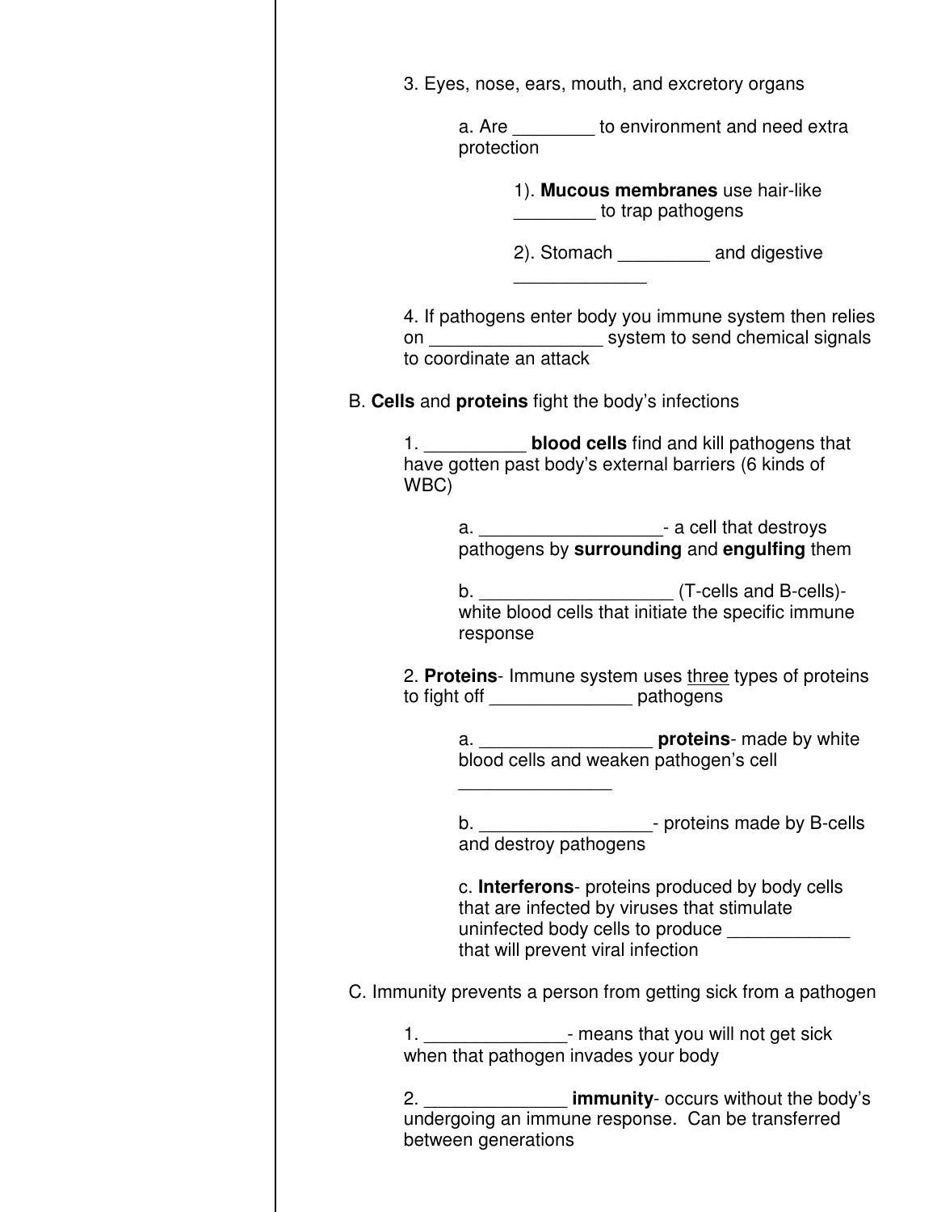3. Eyes, nose, ears, mouth, and excretory organs

   a. Are ________ to environment and need extra protection

      1). **Mucous membranes** use hair-like ________ to trap pathogens

      2). Stomach _________ and digestive _____________

4. If pathogens enter body you immune system then relies on _________________ system to send chemical signals to coordinate an attack

B. **Cells** and **proteins** fight the body's infections

1. __________ **blood cells** find and kill pathogens that have gotten past body's external barriers (6 kinds of WBC)

   a. __________________- a cell that destroys pathogens by **surrounding** and **engulfing** them

   b. ___________________ (T-cells and B-cells)- white blood cells that initiate the specific immune response

2. **Proteins**- Immune system uses <u>three</u> types of proteins to fight off ______________ pathogens

   a. _________________ **proteins**- made by white blood cells and weaken pathogen's cell _______________

   b. _________________- proteins made by B-cells and destroy pathogens

   c. **Interferons**- proteins produced by body cells that are infected by viruses that stimulate uninfected body cells to produce ____________ that will prevent viral infection

C. Immunity prevents a person from getting sick from a pathogen

1. ______________- means that you will not get sick when that pathogen invades your body

2. ______________ **immunity**- occurs without the body's undergoing an immune response. Can be transferred between generations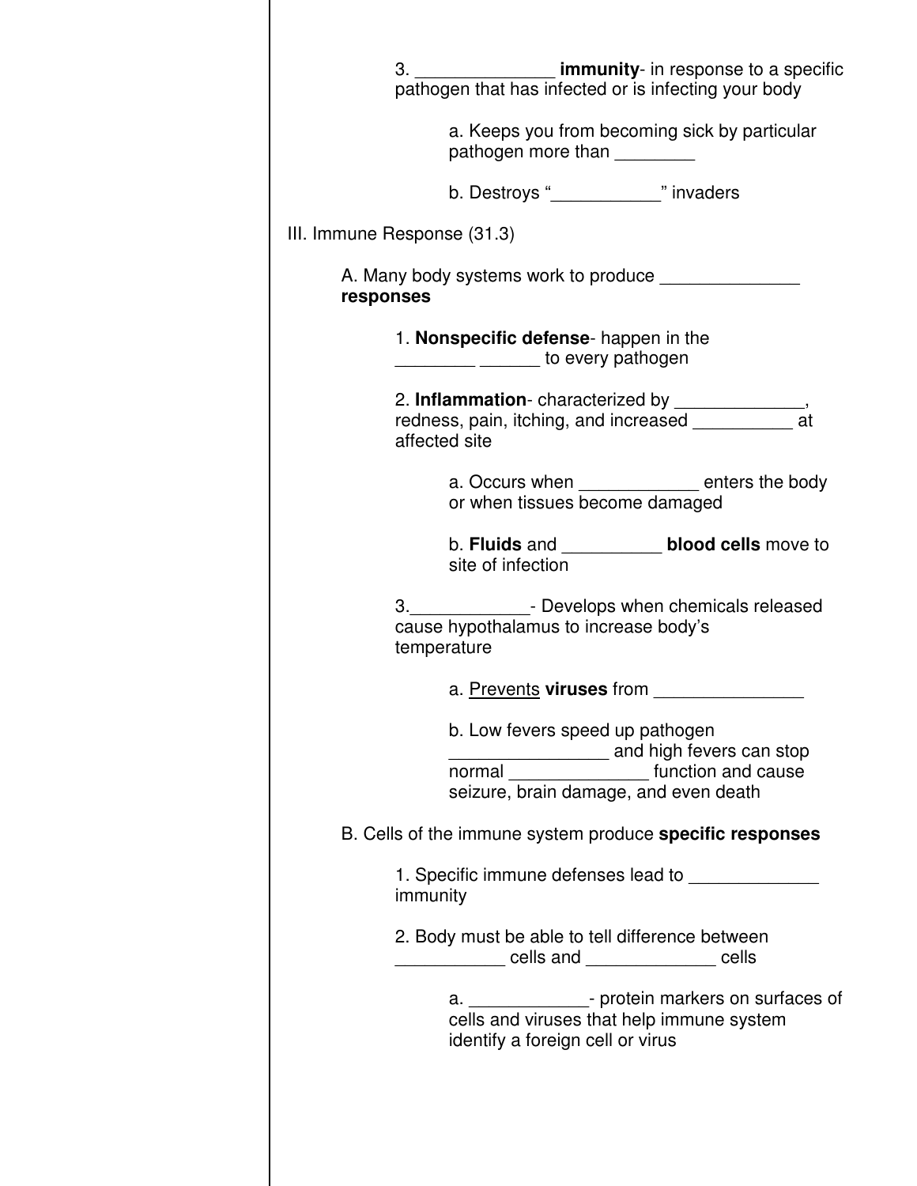3. ______________ **immunity**- in response to a specific pathogen that has infected or is infecting your body

a. Keeps you from becoming sick by particular pathogen more than ________

b. Destroys "___________" invaders

III. Immune Response (31.3)

A. Many body systems work to produce ______________ **responses**

1. **Nonspecific defense**- happen in the ________ ______ to every pathogen

2. **Inflammation**- characterized by _____________, redness, pain, itching, and increased __________ at affected site

a. Occurs when ____________ enters the body or when tissues become damaged

b. **Fluids** and __________ **blood cells** move to site of infection

3.____________- Develops when chemicals released cause hypothalamus to increase body's temperature

a. <u>Prevents</u> **viruses** from _______________

b. Low fevers speed up pathogen ________________ and high fevers can stop normal ______________ function and cause seizure, brain damage, and even death

B. Cells of the immune system produce **specific responses**

1. Specific immune defenses lead to _____________ immunity

2. Body must be able to tell difference between ___________ cells and _____________ cells

a. ____________- protein markers on surfaces of cells and viruses that help immune system identify a foreign cell or virus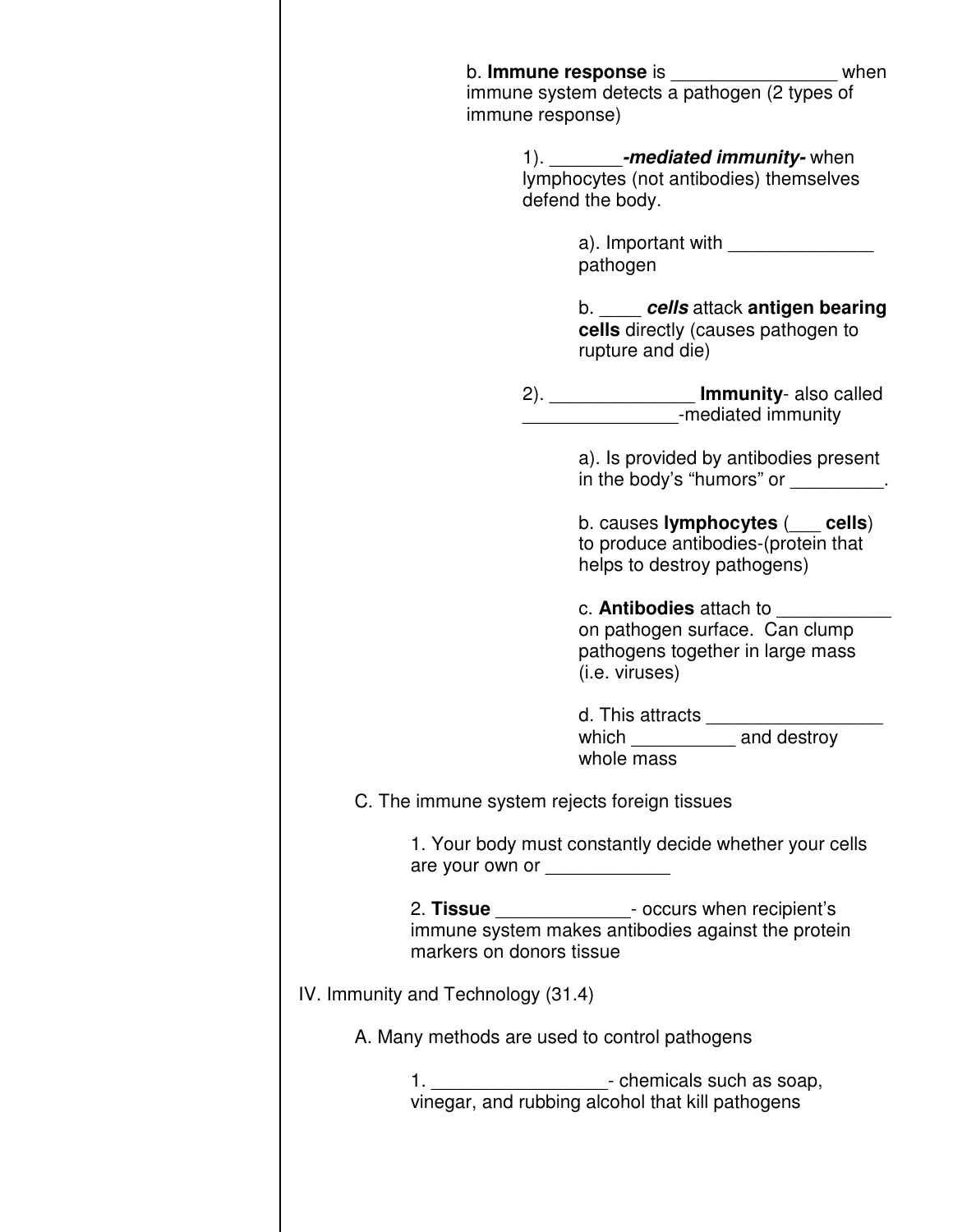b. **Immune response** is ________________ when immune system detects a pathogen (2 types of immune response)

1). _______***-mediated immunity-*** when lymphocytes (not antibodies) themselves defend the body.

a). Important with ______________ pathogen

b. ____ ***cells*** attack **antigen bearing cells** directly (causes pathogen to rupture and die)

2). ______________ **Immunity**- also called _______________-mediated immunity

a). Is provided by antibodies present in the body's "humors" or _________.

b. causes **lymphocytes** (___ **cells**) to produce antibodies-(protein that helps to destroy pathogens)

c. **Antibodies** attach to ___________ on pathogen surface. Can clump pathogens together in large mass (i.e. viruses)

d. This attracts _________________ which __________ and destroy whole mass

C. The immune system rejects foreign tissues

1. Your body must constantly decide whether your cells are your own or ____________

2. **Tissue** _____________- occurs when recipient's immune system makes antibodies against the protein markers on donors tissue

IV. Immunity and Technology (31.4)

A. Many methods are used to control pathogens

1. _________________- chemicals such as soap, vinegar, and rubbing alcohol that kill pathogens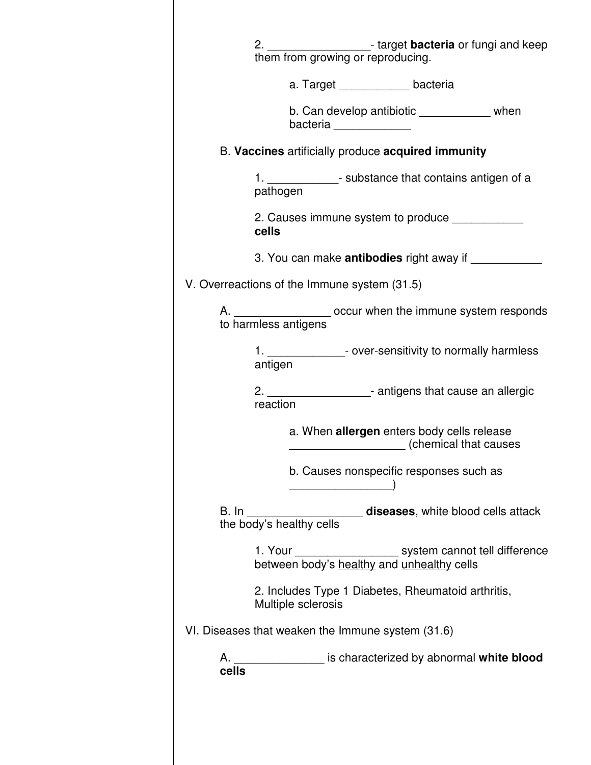2. ________________- target **bacteria** or fungi and keep them from growing or reproducing.

a. Target ___________ bacteria

b. Can develop antibiotic ___________ when bacteria ____________

B. **Vaccines** artificially produce **acquired immunity**

1. ___________- substance that contains antigen of a pathogen

2. Causes immune system to produce ___________ **cells**

3. You can make **antibodies** right away if ___________

V. Overreactions of the Immune system (31.5)

A. _______________ occur when the immune system responds to harmless antigens

1. ____________- over-sensitivity to normally harmless antigen

2. ________________- antigens that cause an allergic reaction

a. When **allergen** enters body cells release __________________ (chemical that causes

b. Causes nonspecific responses such as ________________)

B. In __________________ **diseases**, white blood cells attack the body's healthy cells

1. Your ________________ system cannot tell difference between body's <u>healthy</u> and <u>unhealthy</u> cells

2. Includes Type 1 Diabetes, Rheumatoid arthritis, Multiple sclerosis

VI. Diseases that weaken the Immune system (31.6)

A. ______________ is characterized by abnormal **white blood cells**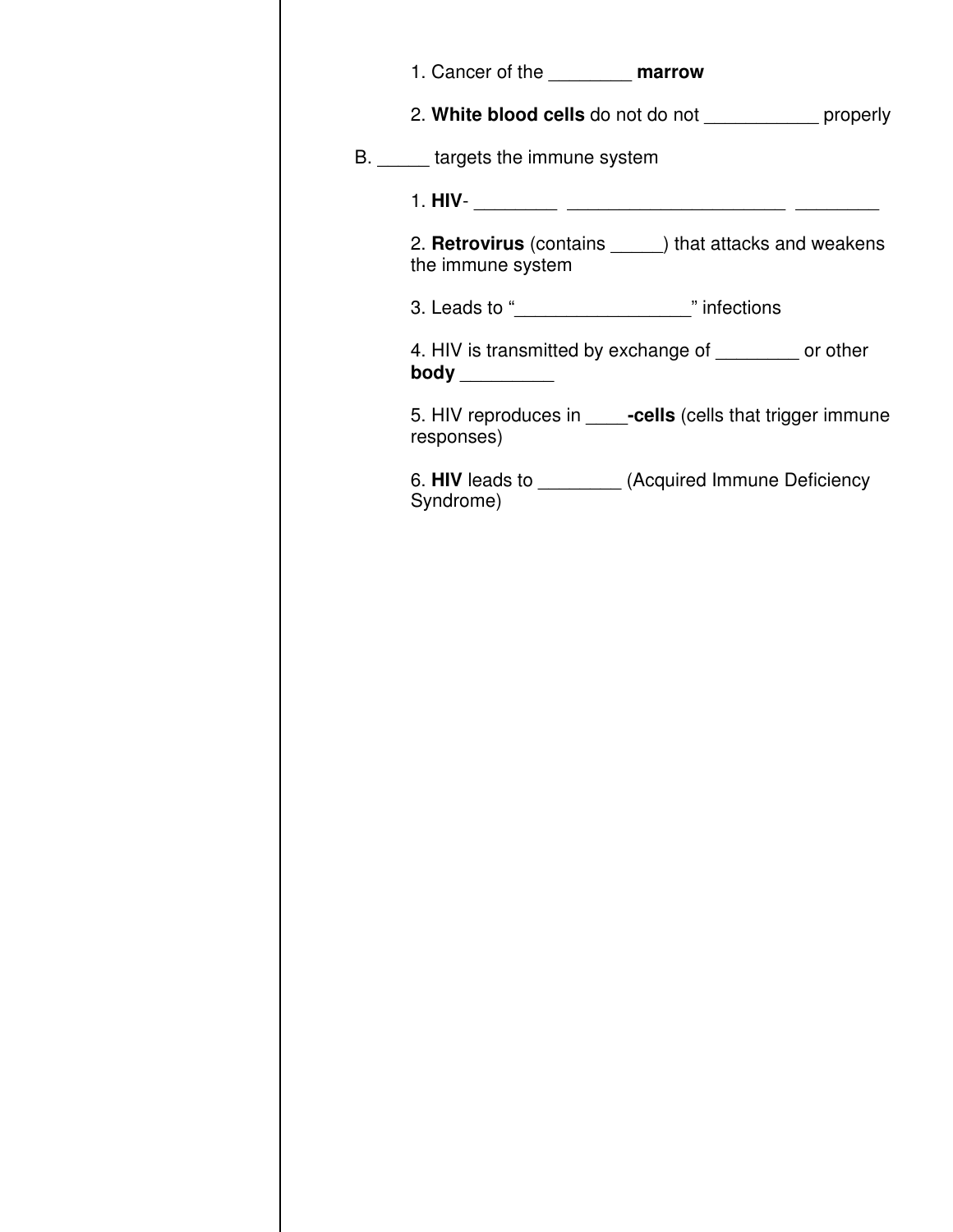1. Cancer of the ________ **marrow**

2. **White blood cells** do not do not ___________ properly

B. _____ targets the immune system

1. **HIV**- ________ _____________________ ________

2. **Retrovirus** (contains _____) that attacks and weakens the immune system

3. Leads to "_________________" infections

4. HIV is transmitted by exchange of ________ or other **body** _________

5. HIV reproduces in ____**-cells** (cells that trigger immune responses)

6. **HIV** leads to ________ (Acquired Immune Deficiency Syndrome)